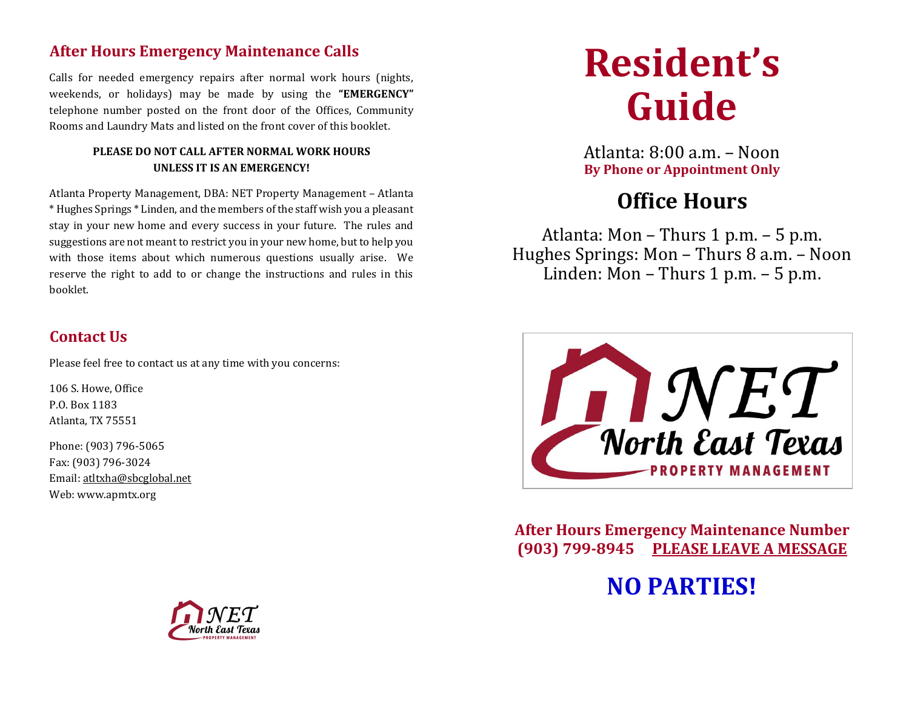## After Hours Emergency Maintenance Calls

Calls for needed emergency repairs after normal work hours (nights, weekends, or holidays) may be made by using the **"EMERGENCY"** telephone number posted on the front door of the Offices, Community Rooms and Laundry Mats and listed on the front cover of this booklet.

**PLEASE DO NOT CALL AFTER NORMAL WORK HOURS UNLESS IT IS AN EMERGENCY!**

Atlanta Property Management, DBA: NET Property Management – Atlanta * Hughes Springs * Linden, and the members of the staff wish you a pleasant stay in your new home and every success in your future. The rules and suggestions are not meant to restrict you in your new home, but to help you with those items about which numerous questions usually arise. We reserve the right to add to or change the instructions and rules in this booklet.

## Contact Us

Please feel free to contact us at any time with you concerns:

106 S. Howe, Office
P.O. Box 1183
Atlanta, TX 75551

Phone: (903) 796-5065
Fax: (903) 796-3024
Email: atltxha@sbcglobal.net
Web: www.apmtx.org

# Resident's Guide

Atlanta: 8:00 a.m. – Noon
**By Phone or Appointment Only**

## Office Hours

Atlanta: Mon – Thurs 1 p.m. – 5 p.m.
Hughes Springs: Mon – Thurs 8 a.m. – Noon
Linden: Mon – Thurs 1 p.m. – 5 p.m.

NET North East Texas PROPERTY MANAGEMENT

**After Hours Emergency Maintenance Number**
**(903) 799-8945 PLEASE LEAVE A MESSAGE**

**NO PARTIES!**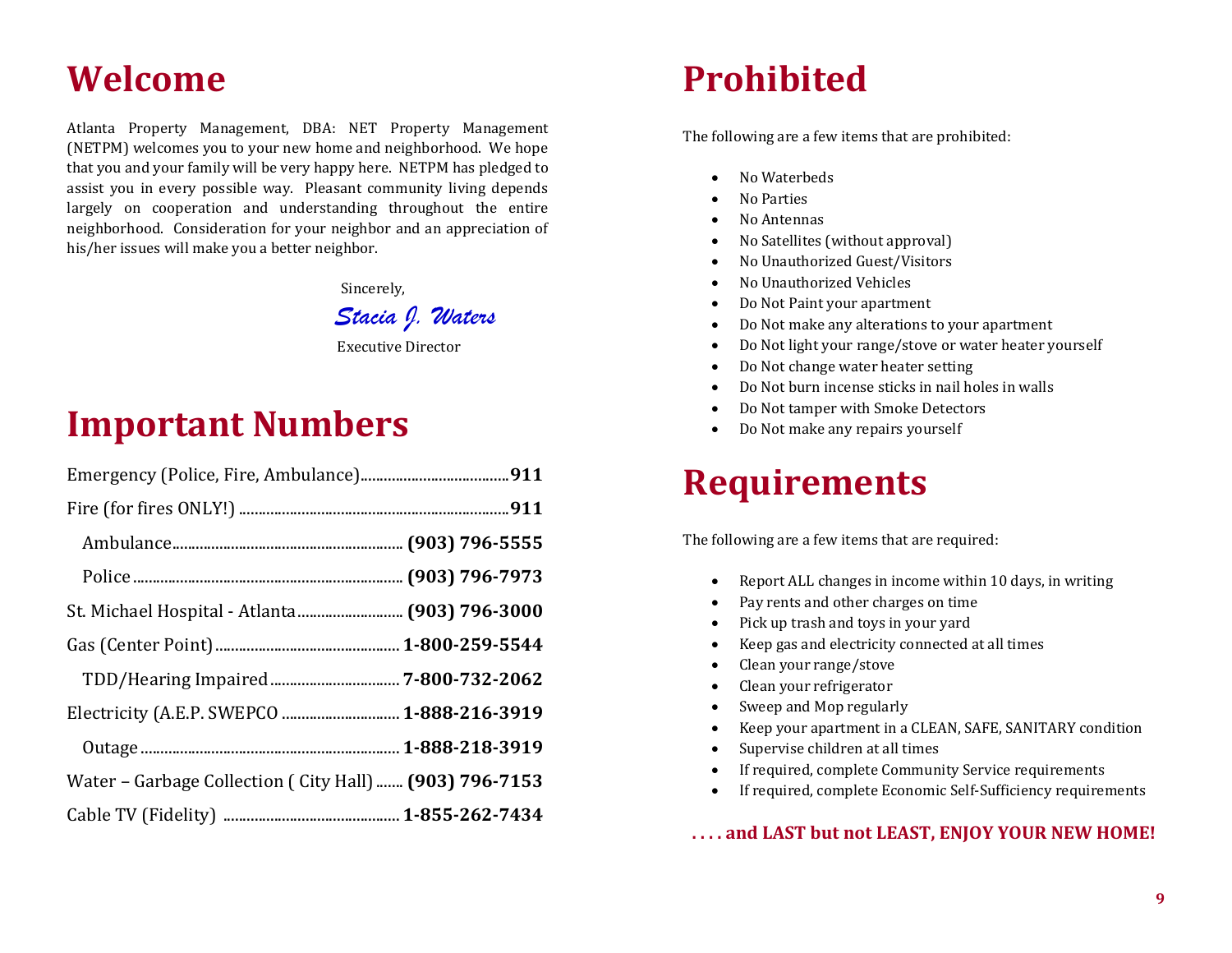# Welcome

Atlanta Property Management, DBA: NET Property Management (NETPM) welcomes you to your new home and neighborhood. We hope that you and your family will be very happy here. NETPM has pledged to assist you in every possible way. Pleasant community living depends largely on cooperation and understanding throughout the entire neighborhood. Consideration for your neighbor and an appreciation of his/her issues will make you a better neighbor.

Sincerely,

*Stacia J. Waters*

Executive Director

# Important Numbers

| | |
|---|---|
| Emergency (Police, Fire, Ambulance) | **911** |
| Fire (for fires ONLY!) | **911** |
| Ambulance | **(903) 796-5555** |
| Police | **(903) 796-7973** |
| St. Michael Hospital - Atlanta | **(903) 796-3000** |
| Gas (Center Point) | **1-800-259-5544** |
| TDD/Hearing Impaired | **7-800-732-2062** |
| Electricity (A.E.P. SWEPCO | **1-888-216-3919** |
| Outage | **1-888-218-3919** |
| Water – Garbage Collection ( City Hall) | **(903) 796-7153** |
| Cable TV (Fidelity) | **1-855-262-7434** |

# Prohibited

The following are a few items that are prohibited:

- No Waterbeds
- No Parties
- No Antennas
- No Satellites (without approval)
- No Unauthorized Guest/Visitors
- No Unauthorized Vehicles
- Do Not Paint your apartment
- Do Not make any alterations to your apartment
- Do Not light your range/stove or water heater yourself
- Do Not change water heater setting
- Do Not burn incense sticks in nail holes in walls
- Do Not tamper with Smoke Detectors
- Do Not make any repairs yourself

# Requirements

The following are a few items that are required:

- Report ALL changes in income within 10 days, in writing
- Pay rents and other charges on time
- Pick up trash and toys in your yard
- Keep gas and electricity connected at all times
- Clean your range/stove
- Clean your refrigerator
- Sweep and Mop regularly
- Keep your apartment in a CLEAN, SAFE, SANITARY condition
- Supervise children at all times
- If required, complete Community Service requirements
- If required, complete Economic Self-Sufficiency requirements

**. . . . and LAST but not LEAST, ENJOY YOUR NEW HOME!**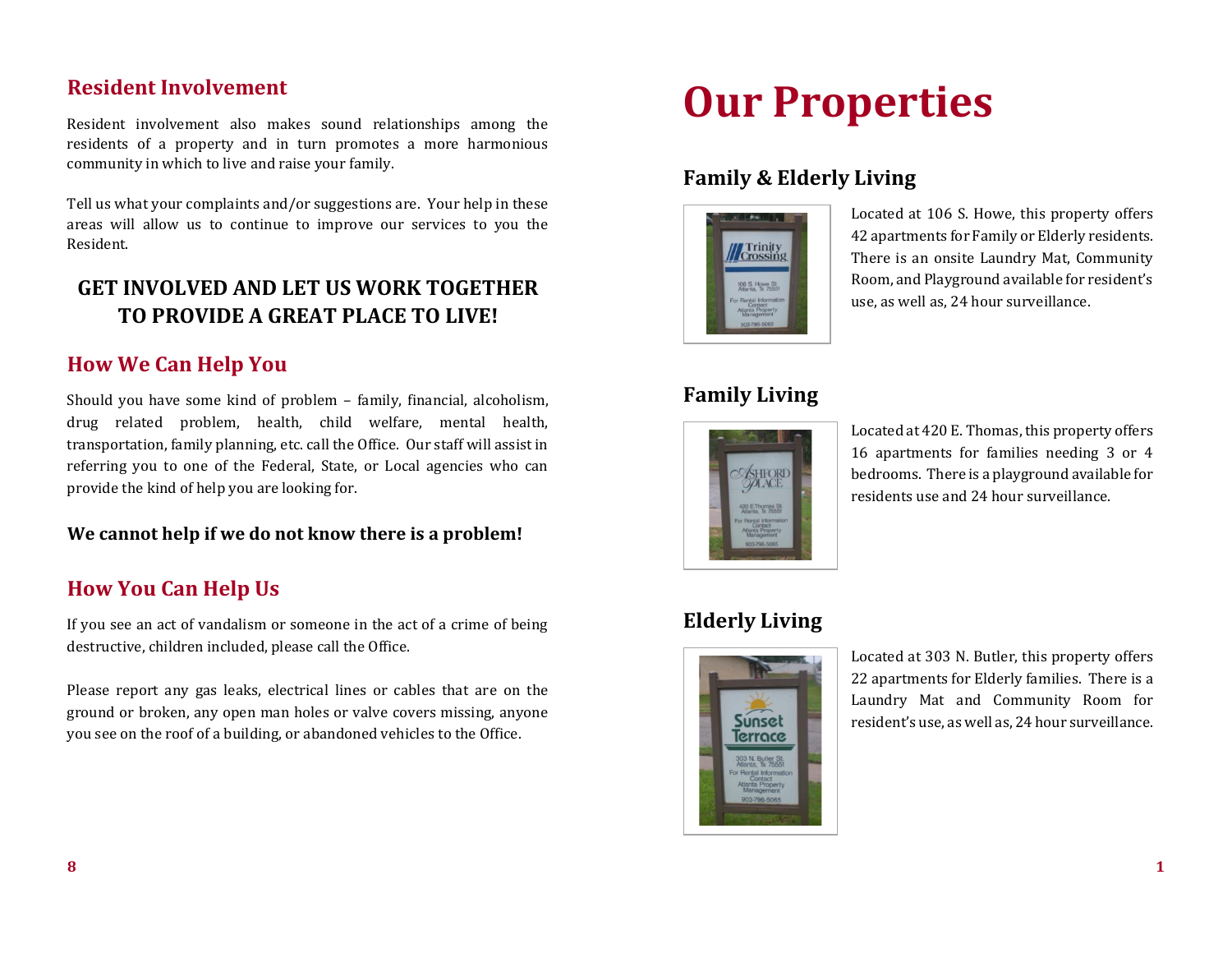## Resident Involvement

Resident involvement also makes sound relationships among the residents of a property and in turn promotes a more harmonious community in which to live and raise your family.

Tell us what your complaints and/or suggestions are. Your help in these areas will allow us to continue to improve our services to you the Resident.

### GET INVOLVED AND LET US WORK TOGETHER TO PROVIDE A GREAT PLACE TO LIVE!

## How We Can Help You

Should you have some kind of problem – family, financial, alcoholism, drug related problem, health, child welfare, mental health, transportation, family planning, etc. call the Office. Our staff will assist in referring you to one of the Federal, State, or Local agencies who can provide the kind of help you are looking for.

**We cannot help if we do not know there is a problem!**

## How You Can Help Us

If you see an act of vandalism or someone in the act of a crime of being destructive, children included, please call the Office.

Please report any gas leaks, electrical lines or cables that are on the ground or broken, any open man holes or valve covers missing, anyone you see on the roof of a building, or abandoned vehicles to the Office.

# Our Properties

## Family & Elderly Living

Located at 106 S. Howe, this property offers 42 apartments for Family or Elderly residents. There is an onsite Laundry Mat, Community Room, and Playground available for resident's use, as well as, 24 hour surveillance.

## Family Living

Located at 420 E. Thomas, this property offers 16 apartments for families needing 3 or 4 bedrooms. There is a playground available for residents use and 24 hour surveillance.

## Elderly Living

Located at 303 N. Butler, this property offers 22 apartments for Elderly families. There is a Laundry Mat and Community Room for resident's use, as well as, 24 hour surveillance.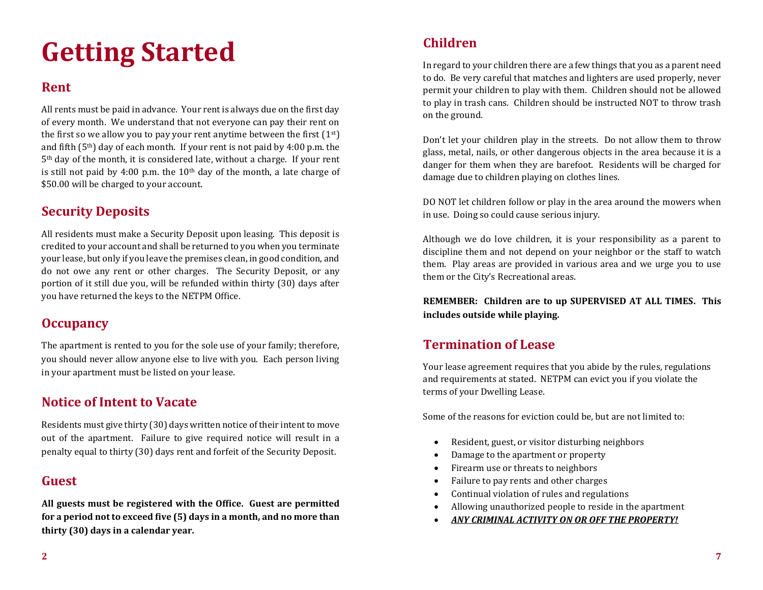# Getting Started

## Rent

All rents must be paid in advance. Your rent is always due on the first day of every month. We understand that not everyone can pay their rent on the first so we allow you to pay your rent anytime between the first (1st) and fifth (5th) day of each month. If your rent is not paid by 4:00 p.m. the 5th day of the month, it is considered late, without a charge. If your rent is still not paid by 4:00 p.m. the 10th day of the month, a late charge of $50.00 will be charged to your account.

## Security Deposits

All residents must make a Security Deposit upon leasing. This deposit is credited to your account and shall be returned to you when you terminate your lease, but only if you leave the premises clean, in good condition, and do not owe any rent or other charges. The Security Deposit, or any portion of it still due you, will be refunded within thirty (30) days after you have returned the keys to the NETPM Office.

## Occupancy

The apartment is rented to you for the sole use of your family; therefore, you should never allow anyone else to live with you. Each person living in your apartment must be listed on your lease.

## Notice of Intent to Vacate

Residents must give thirty (30) days written notice of their intent to move out of the apartment. Failure to give required notice will result in a penalty equal to thirty (30) days rent and forfeit of the Security Deposit.

## Guest

**All guests must be registered with the Office. Guest are permitted for a period not to exceed five (5) days in a month, and no more than thirty (30) days in a calendar year.**

## Children

In regard to your children there are a few things that you as a parent need to do. Be very careful that matches and lighters are used properly, never permit your children to play with them. Children should not be allowed to play in trash cans. Children should be instructed NOT to throw trash on the ground.

Don't let your children play in the streets. Do not allow them to throw glass, metal, nails, or other dangerous objects in the area because it is a danger for them when they are barefoot. Residents will be charged for damage due to children playing on clothes lines.

DO NOT let children follow or play in the area around the mowers when in use. Doing so could cause serious injury.

Although we do love children, it is your responsibility as a parent to discipline them and not depend on your neighbor or the staff to watch them. Play areas are provided in various area and we urge you to use them or the City's Recreational areas.

**REMEMBER: Children are to up SUPERVISED AT ALL TIMES. This includes outside while playing.**

## Termination of Lease

Your lease agreement requires that you abide by the rules, regulations and requirements at stated. NETPM can evict you if you violate the terms of your Dwelling Lease.

Some of the reasons for eviction could be, but are not limited to:

- Resident, guest, or visitor disturbing neighbors
- Damage to the apartment or property
- Firearm use or threats to neighbors
- Failure to pay rents and other charges
- Continual violation of rules and regulations
- Allowing unauthorized people to reside in the apartment
- ***ANY CRIMINAL ACTIVITY ON OR OFF THE PROPERTY!***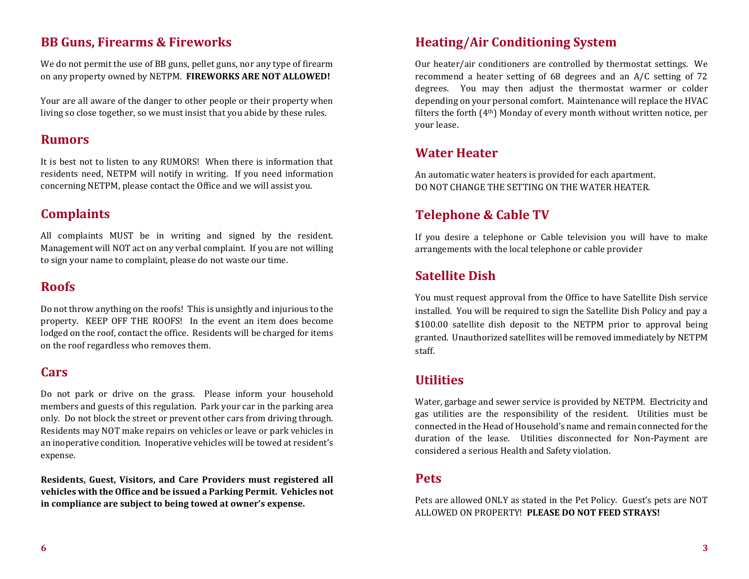## BB Guns, Firearms & Fireworks

We do not permit the use of BB guns, pellet guns, nor any type of firearm on any property owned by NETPM. **FIREWORKS ARE NOT ALLOWED!**

Your are all aware of the danger to other people or their property when living so close together, so we must insist that you abide by these rules.

## Rumors

It is best not to listen to any RUMORS! When there is information that residents need, NETPM will notify in writing. If you need information concerning NETPM, please contact the Office and we will assist you.

## Complaints

All complaints MUST be in writing and signed by the resident. Management will NOT act on any verbal complaint. If you are not willing to sign your name to complaint, please do not waste our time.

## Roofs

Do not throw anything on the roofs! This is unsightly and injurious to the property. KEEP OFF THE ROOFS! In the event an item does become lodged on the roof, contact the office. Residents will be charged for items on the roof regardless who removes them.

## Cars

Do not park or drive on the grass. Please inform your household members and guests of this regulation. Park your car in the parking area only. Do not block the street or prevent other cars from driving through. Residents may NOT make repairs on vehicles or leave or park vehicles in an inoperative condition. Inoperative vehicles will be towed at resident's expense.

**Residents, Guest, Visitors, and Care Providers must registered all vehicles with the Office and be issued a Parking Permit. Vehicles not in compliance are subject to being towed at owner's expense.**

## Heating/Air Conditioning System

Our heater/air conditioners are controlled by thermostat settings. We recommend a heater setting of 68 degrees and an A/C setting of 72 degrees. You may then adjust the thermostat warmer or colder depending on your personal comfort. Maintenance will replace the HVAC filters the forth (4th) Monday of every month without written notice, per your lease.

## Water Heater

An automatic water heaters is provided for each apartment.
DO NOT CHANGE THE SETTING ON THE WATER HEATER.

## Telephone & Cable TV

If you desire a telephone or Cable television you will have to make arrangements with the local telephone or cable provider

## Satellite Dish

You must request approval from the Office to have Satellite Dish service installed. You will be required to sign the Satellite Dish Policy and pay a $100.00 satellite dish deposit to the NETPM prior to approval being granted. Unauthorized satellites will be removed immediately by NETPM staff.

## Utilities

Water, garbage and sewer service is provided by NETPM. Electricity and gas utilities are the responsibility of the resident. Utilities must be connected in the Head of Household's name and remain connected for the duration of the lease. Utilities disconnected for Non-Payment are considered a serious Health and Safety violation.

## Pets

Pets are allowed ONLY as stated in the Pet Policy. Guest's pets are NOT ALLOWED ON PROPERTY! **PLEASE DO NOT FEED STRAYS!**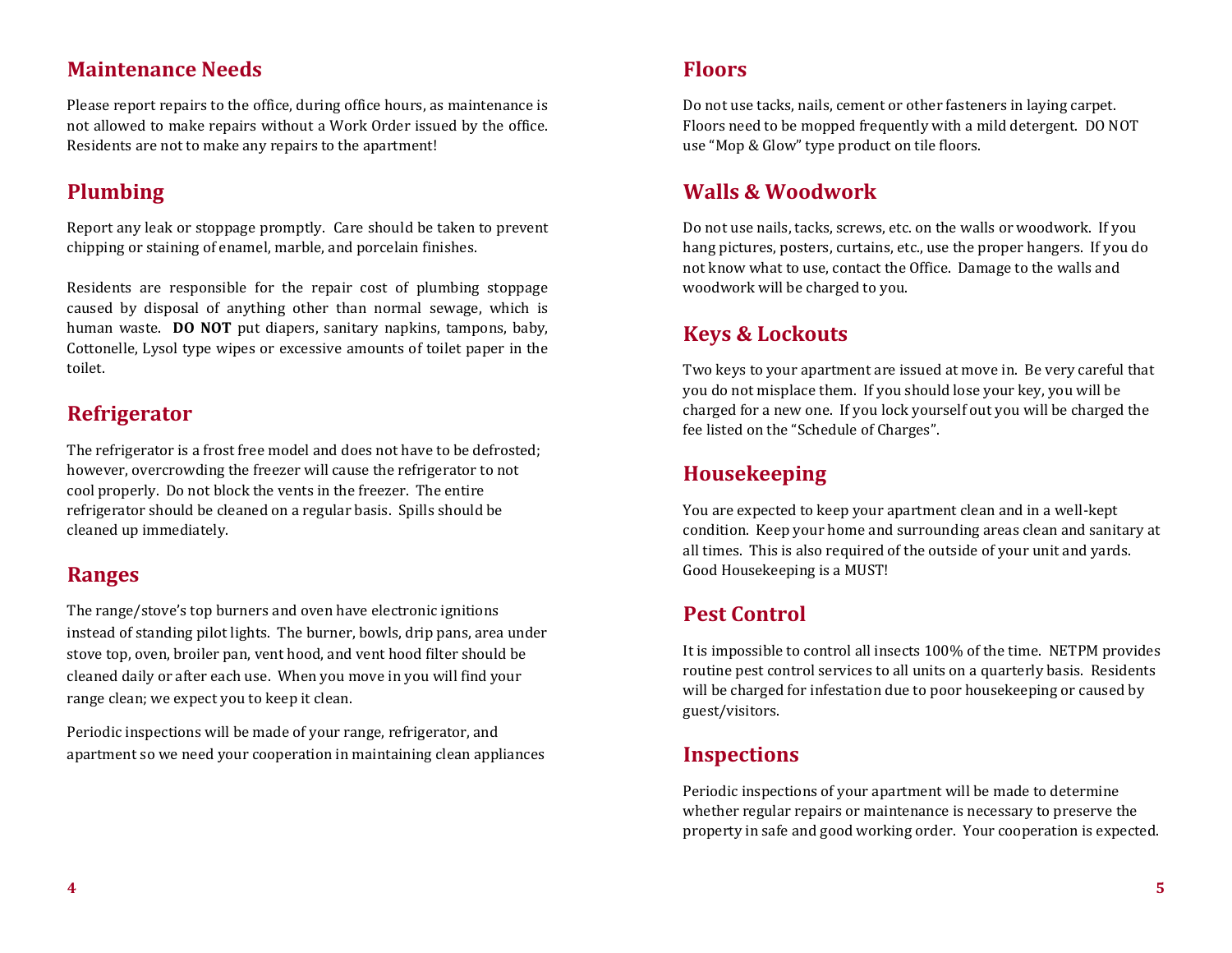## Maintenance Needs

Please report repairs to the office, during office hours, as maintenance is not allowed to make repairs without a Work Order issued by the office. Residents are not to make any repairs to the apartment!

## Plumbing

Report any leak or stoppage promptly. Care should be taken to prevent chipping or staining of enamel, marble, and porcelain finishes.

Residents are responsible for the repair cost of plumbing stoppage caused by disposal of anything other than normal sewage, which is human waste. **DO NOT** put diapers, sanitary napkins, tampons, baby, Cottonelle, Lysol type wipes or excessive amounts of toilet paper in the toilet.

## Refrigerator

The refrigerator is a frost free model and does not have to be defrosted; however, overcrowding the freezer will cause the refrigerator to not cool properly. Do not block the vents in the freezer. The entire refrigerator should be cleaned on a regular basis. Spills should be cleaned up immediately.

## Ranges

The range/stove's top burners and oven have electronic ignitions instead of standing pilot lights. The burner, bowls, drip pans, area under stove top, oven, broiler pan, vent hood, and vent hood filter should be cleaned daily or after each use. When you move in you will find your range clean; we expect you to keep it clean.

Periodic inspections will be made of your range, refrigerator, and apartment so we need your cooperation in maintaining clean appliances

## Floors

Do not use tacks, nails, cement or other fasteners in laying carpet. Floors need to be mopped frequently with a mild detergent. DO NOT use "Mop & Glow" type product on tile floors.

## Walls & Woodwork

Do not use nails, tacks, screws, etc. on the walls or woodwork. If you hang pictures, posters, curtains, etc., use the proper hangers. If you do not know what to use, contact the Office. Damage to the walls and woodwork will be charged to you.

## Keys & Lockouts

Two keys to your apartment are issued at move in. Be very careful that you do not misplace them. If you should lose your key, you will be charged for a new one. If you lock yourself out you will be charged the fee listed on the "Schedule of Charges".

## Housekeeping

You are expected to keep your apartment clean and in a well-kept condition. Keep your home and surrounding areas clean and sanitary at all times. This is also required of the outside of your unit and yards. Good Housekeeping is a MUST!

## Pest Control

It is impossible to control all insects 100% of the time. NETPM provides routine pest control services to all units on a quarterly basis. Residents will be charged for infestation due to poor housekeeping or caused by guest/visitors.

## Inspections

Periodic inspections of your apartment will be made to determine whether regular repairs or maintenance is necessary to preserve the property in safe and good working order. Your cooperation is expected.